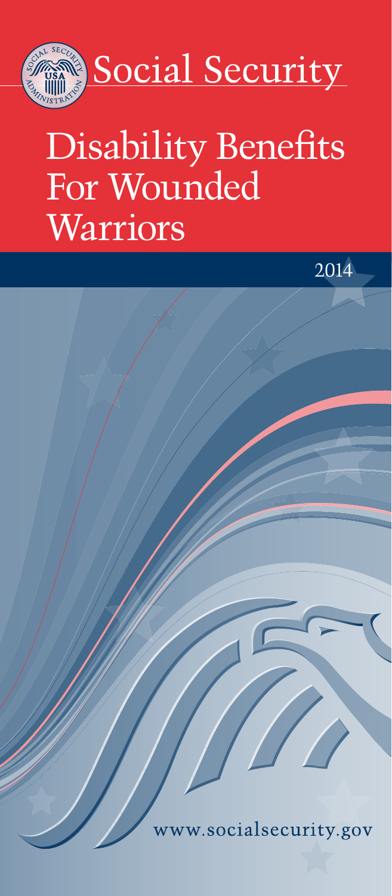Social Security

# Disability Benefits For Wounded Warriors

2014

www.socialsecurity.gov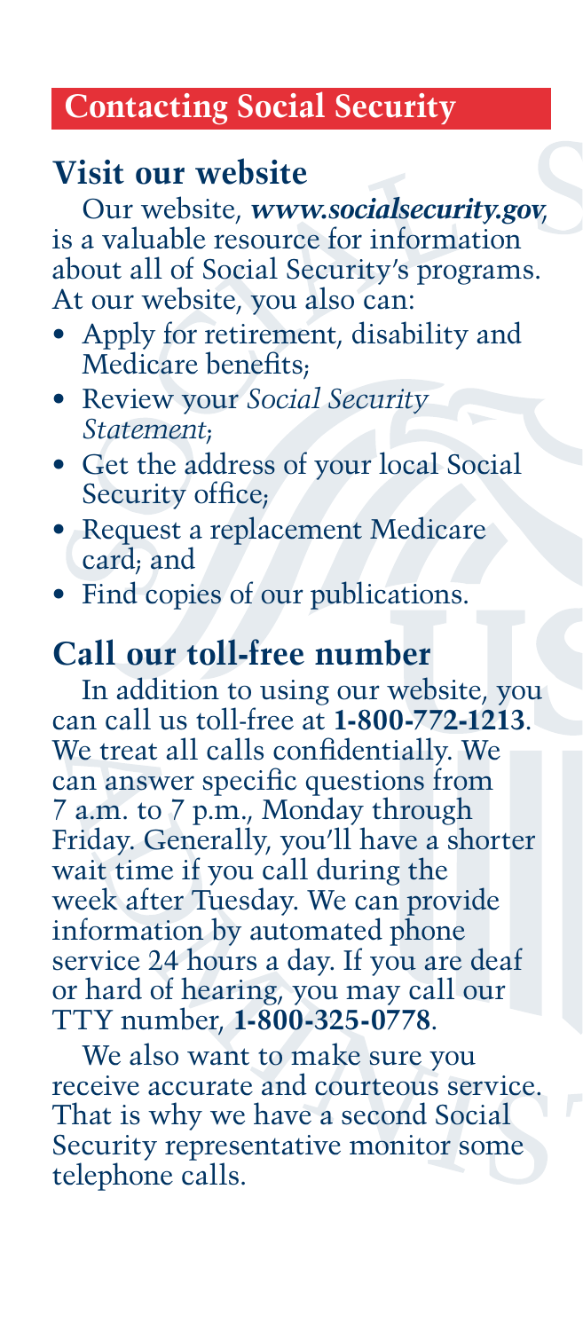## Contacting Social Security

### Visit our website

Our website, ***www.socialsecurity.gov***, is a valuable resource for information about all of Social Security's programs. At our website, you also can:

- Apply for retirement, disability and Medicare benefits;
- Review your *Social Security Statement*;
- Get the address of your local Social Security office;
- Request a replacement Medicare card; and
- Find copies of our publications.

### Call our toll-free number

In addition to using our website, you can call us toll-free at **1-800-772-1213**. We treat all calls confidentially. We can answer specific questions from 7 a.m. to 7 p.m., Monday through Friday. Generally, you'll have a shorter wait time if you call during the week after Tuesday. We can provide information by automated phone service 24 hours a day. If you are deaf or hard of hearing, you may call our TTY number, **1-800-325-0778**.

We also want to make sure you receive accurate and courteous service. That is why we have a second Social Security representative monitor some telephone calls.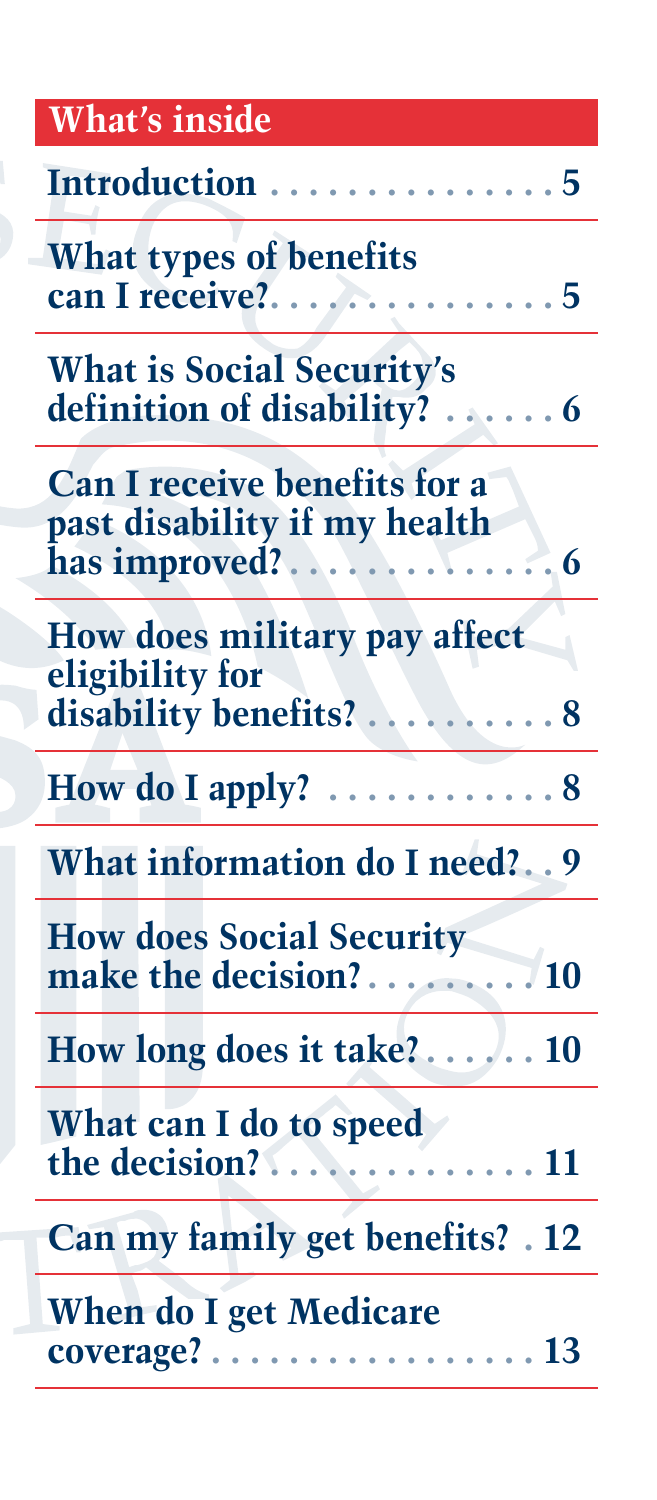## What's inside

| | |
|---|---|
| Introduction | 5 |
| What types of benefits can I receive? | 5 |
| What is Social Security's definition of disability? | 6 |
| Can I receive benefits for a past disability if my health has improved? | 6 |
| How does military pay affect eligibility for disability benefits? | 8 |
| How do I apply? | 8 |
| What information do I need? | 9 |
| How does Social Security make the decision? | 10 |
| How long does it take? | 10 |
| What can I do to speed the decision? | 11 |
| Can my family get benefits? | 12 |
| When do I get Medicare coverage? | 13 |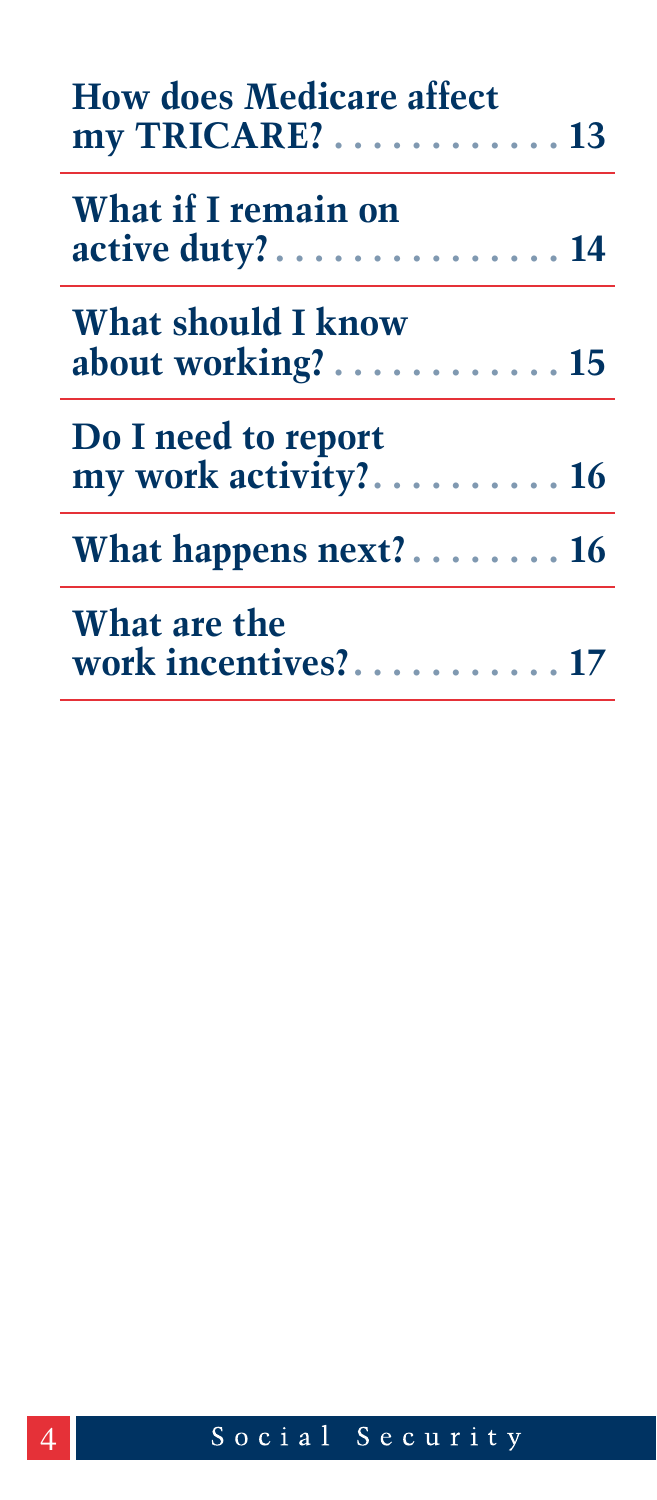| | |
|---|---|
| **How does Medicare affect my TRICARE?** | **13** |
| **What if I remain on active duty?** | **14** |
| **What should I know about working?** | **15** |
| **Do I need to report my work activity?** | **16** |
| **What happens next?** | **16** |
| **What are the work incentives?** | **17** |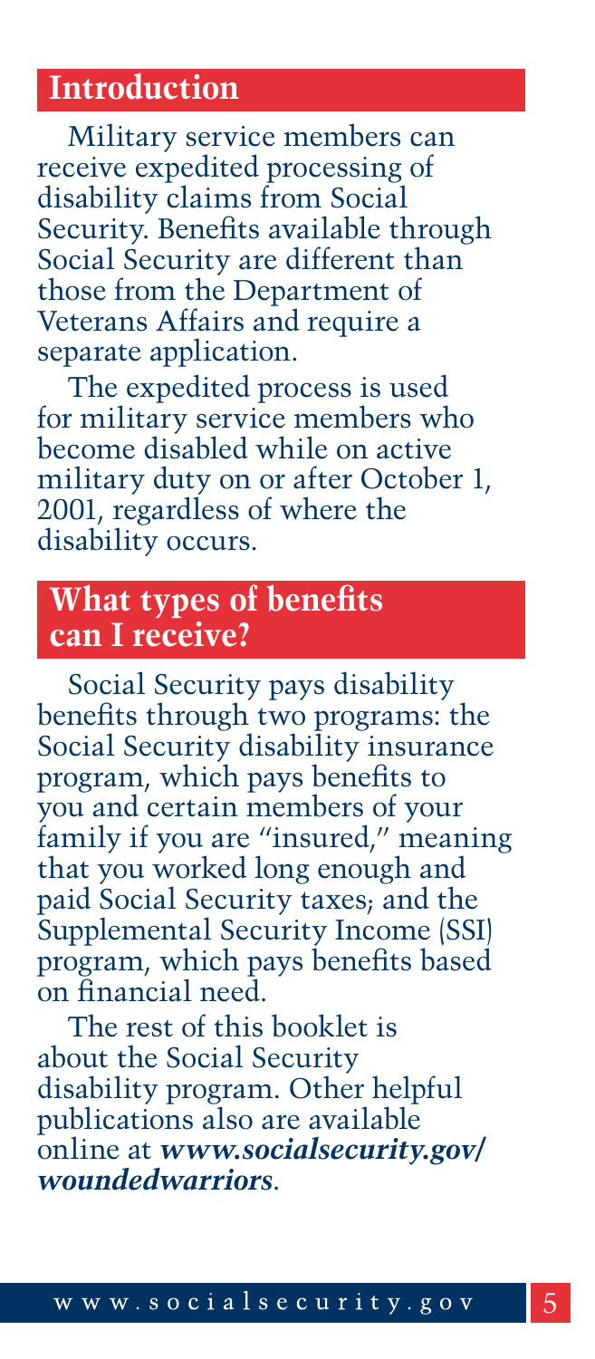## Introduction

Military service members can receive expedited processing of disability claims from Social Security. Benefits available through Social Security are different than those from the Department of Veterans Affairs and require a separate application.

The expedited process is used for military service members who become disabled while on active military duty on or after October 1, 2001, regardless of where the disability occurs.

## What types of benefits can I receive?

Social Security pays disability benefits through two programs: the Social Security disability insurance program, which pays benefits to you and certain members of your family if you are "insured," meaning that you worked long enough and paid Social Security taxes; and the Supplemental Security Income (SSI) program, which pays benefits based on financial need.

The rest of this booklet is about the Social Security disability program. Other helpful publications also are available online at ***www.socialsecurity.gov/woundedwarriors***.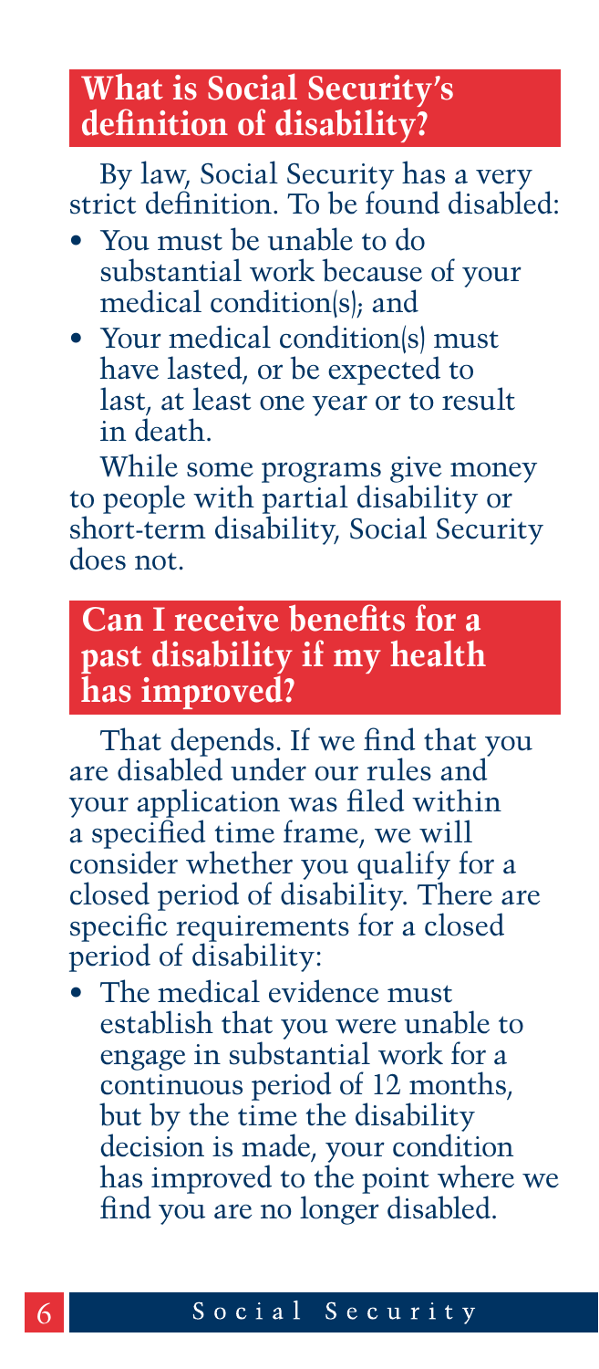## What is Social Security's definition of disability?

By law, Social Security has a very strict definition. To be found disabled:

- You must be unable to do substantial work because of your medical condition(s); and
- Your medical condition(s) must have lasted, or be expected to last, at least one year or to result in death.

While some programs give money to people with partial disability or short-term disability, Social Security does not.

## Can I receive benefits for a past disability if my health has improved?

That depends. If we find that you are disabled under our rules and your application was filed within a specified time frame, we will consider whether you qualify for a closed period of disability. There are specific requirements for a closed period of disability:

- The medical evidence must establish that you were unable to engage in substantial work for a continuous period of 12 months, but by the time the disability decision is made, your condition has improved to the point where we find you are no longer disabled.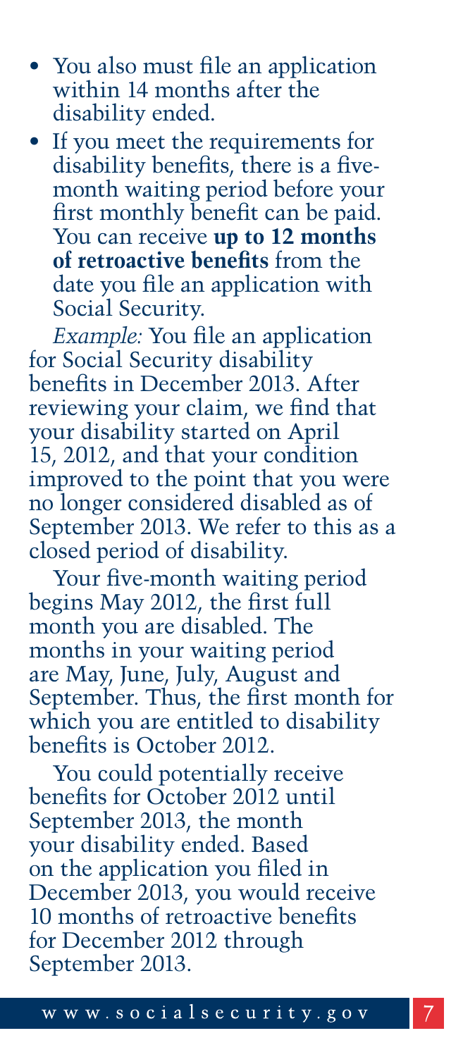- You also must file an application within 14 months after the disability ended.
- If you meet the requirements for disability benefits, there is a five-month waiting period before your first monthly benefit can be paid. You can receive **up to 12 months of retroactive benefits** from the date you file an application with Social Security.

*Example:* You file an application for Social Security disability benefits in December 2013. After reviewing your claim, we find that your disability started on April 15, 2012, and that your condition improved to the point that you were no longer considered disabled as of September 2013. We refer to this as a closed period of disability.

Your five-month waiting period begins May 2012, the first full month you are disabled. The months in your waiting period are May, June, July, August and September. Thus, the first month for which you are entitled to disability benefits is October 2012.

You could potentially receive benefits for October 2012 until September 2013, the month your disability ended. Based on the application you filed in December 2013, you would receive 10 months of retroactive benefits for December 2012 through September 2013.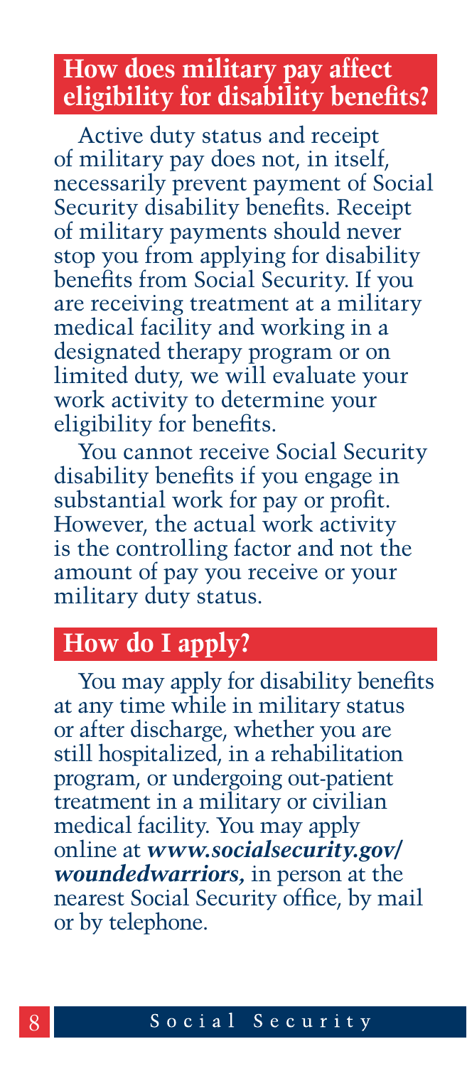## How does military pay affect eligibility for disability benefits?

Active duty status and receipt of military pay does not, in itself, necessarily prevent payment of Social Security disability benefits. Receipt of military payments should never stop you from applying for disability benefits from Social Security. If you are receiving treatment at a military medical facility and working in a designated therapy program or on limited duty, we will evaluate your work activity to determine your eligibility for benefits.

You cannot receive Social Security disability benefits if you engage in substantial work for pay or profit. However, the actual work activity is the controlling factor and not the amount of pay you receive or your military duty status.

## How do I apply?

You may apply for disability benefits at any time while in military status or after discharge, whether you are still hospitalized, in a rehabilitation program, or undergoing out-patient treatment in a military or civilian medical facility. You may apply online at ***www.socialsecurity.gov/woundedwarriors,*** in person at the nearest Social Security office, by mail or by telephone.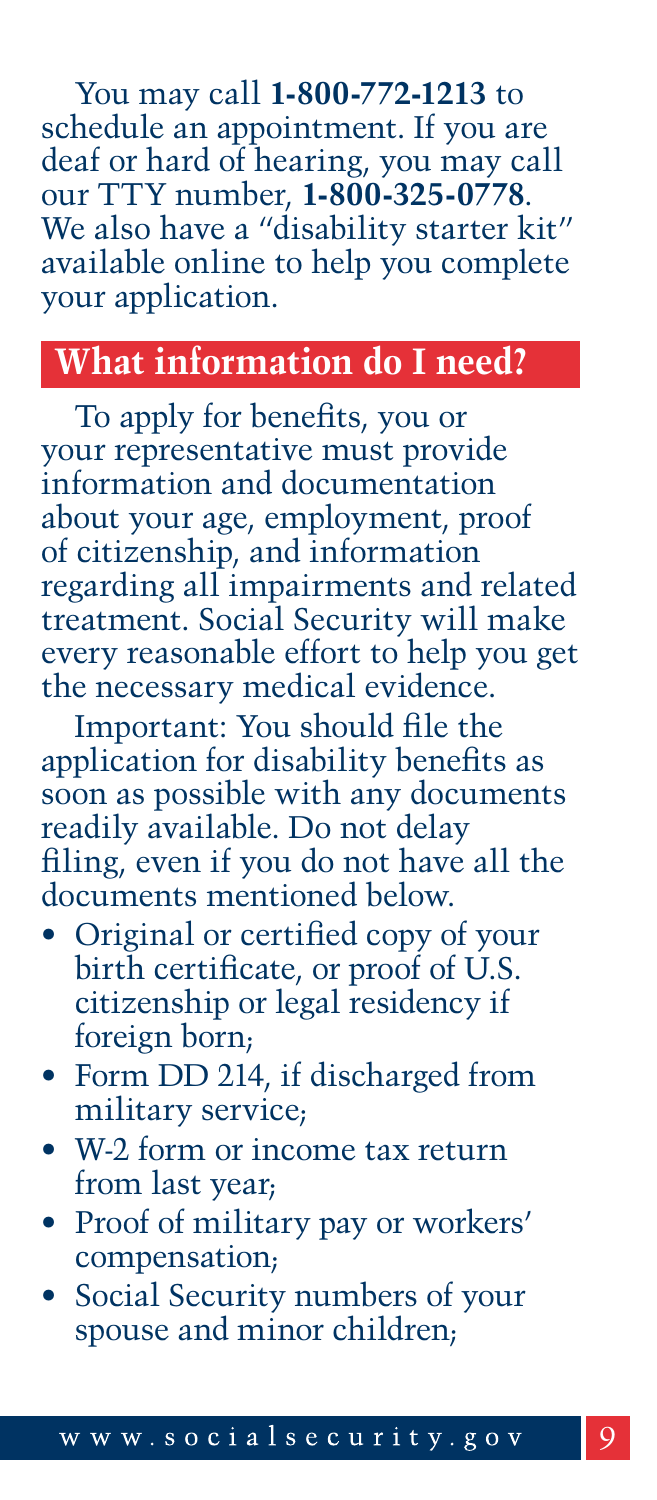You may call **1-800-772-1213** to schedule an appointment. If you are deaf or hard of hearing, you may call our TTY number, **1-800-325-0778**. We also have a "disability starter kit" available online to help you complete your application.

## What information do I need?

To apply for benefits, you or your representative must provide information and documentation about your age, employment, proof of citizenship, and information regarding all impairments and related treatment. Social Security will make every reasonable effort to help you get the necessary medical evidence.

Important: You should file the application for disability benefits as soon as possible with any documents readily available. Do not delay filing, even if you do not have all the documents mentioned below.

- Original or certified copy of your birth certificate, or proof of U.S. citizenship or legal residency if foreign born;
- Form DD 214, if discharged from military service;
- W-2 form or income tax return from last year;
- Proof of military pay or workers' compensation;
- Social Security numbers of your spouse and minor children;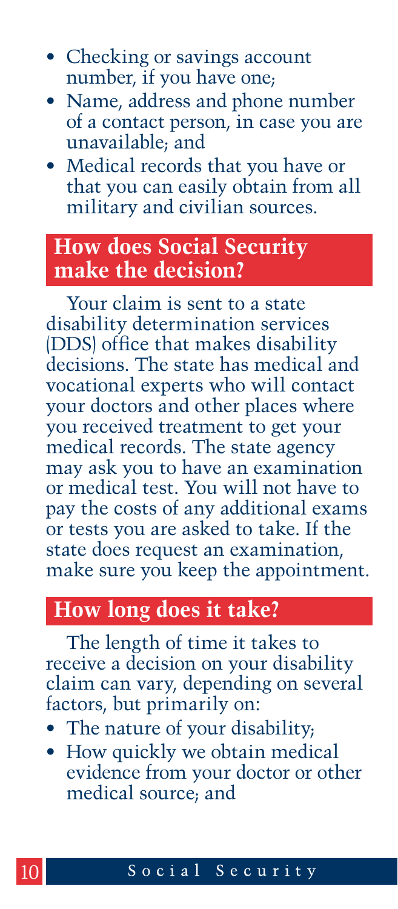- Checking or savings account number, if you have one;
- Name, address and phone number of a contact person, in case you are unavailable; and
- Medical records that you have or that you can easily obtain from all military and civilian sources.

## How does Social Security make the decision?

Your claim is sent to a state disability determination services (DDS) office that makes disability decisions. The state has medical and vocational experts who will contact your doctors and other places where you received treatment to get your medical records. The state agency may ask you to have an examination or medical test. You will not have to pay the costs of any additional exams or tests you are asked to take. If the state does request an examination, make sure you keep the appointment.

## How long does it take?

The length of time it takes to receive a decision on your disability claim can vary, depending on several factors, but primarily on:

- The nature of your disability;
- How quickly we obtain medical evidence from your doctor or other medical source; and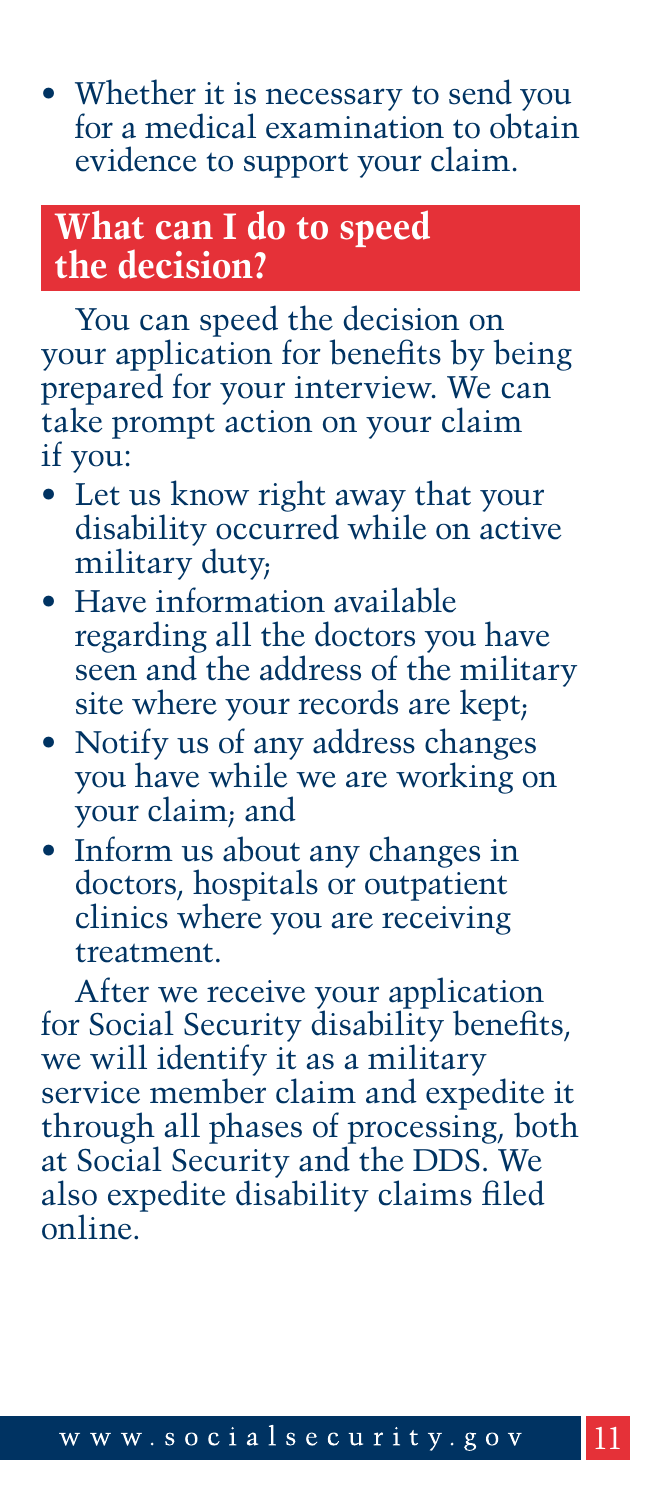- Whether it is necessary to send you for a medical examination to obtain evidence to support your claim.

## What can I do to speed the decision?

You can speed the decision on your application for benefits by being prepared for your interview. We can take prompt action on your claim if you:

- Let us know right away that your disability occurred while on active military duty;
- Have information available regarding all the doctors you have seen and the address of the military site where your records are kept;
- Notify us of any address changes you have while we are working on your claim; and
- Inform us about any changes in doctors, hospitals or outpatient clinics where you are receiving treatment.

After we receive your application for Social Security disability benefits, we will identify it as a military service member claim and expedite it through all phases of processing, both at Social Security and the DDS. We also expedite disability claims filed online.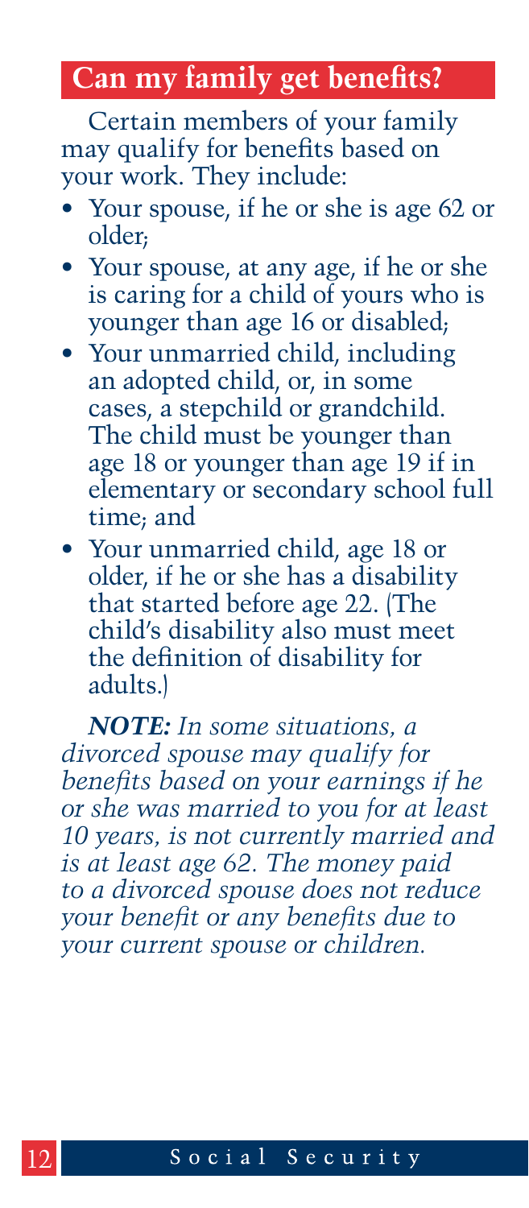## Can my family get benefits?

Certain members of your family may qualify for benefits based on your work. They include:

- Your spouse, if he or she is age 62 or older;
- Your spouse, at any age, if he or she is caring for a child of yours who is younger than age 16 or disabled;
- Your unmarried child, including an adopted child, or, in some cases, a stepchild or grandchild. The child must be younger than age 18 or younger than age 19 if in elementary or secondary school full time; and
- Your unmarried child, age 18 or older, if he or she has a disability that started before age 22. (The child's disability also must meet the definition of disability for adults.)

***NOTE:*** *In some situations, a divorced spouse may qualify for benefits based on your earnings if he or she was married to you for at least 10 years, is not currently married and is at least age 62. The money paid to a divorced spouse does not reduce your benefit or any benefits due to your current spouse or children.*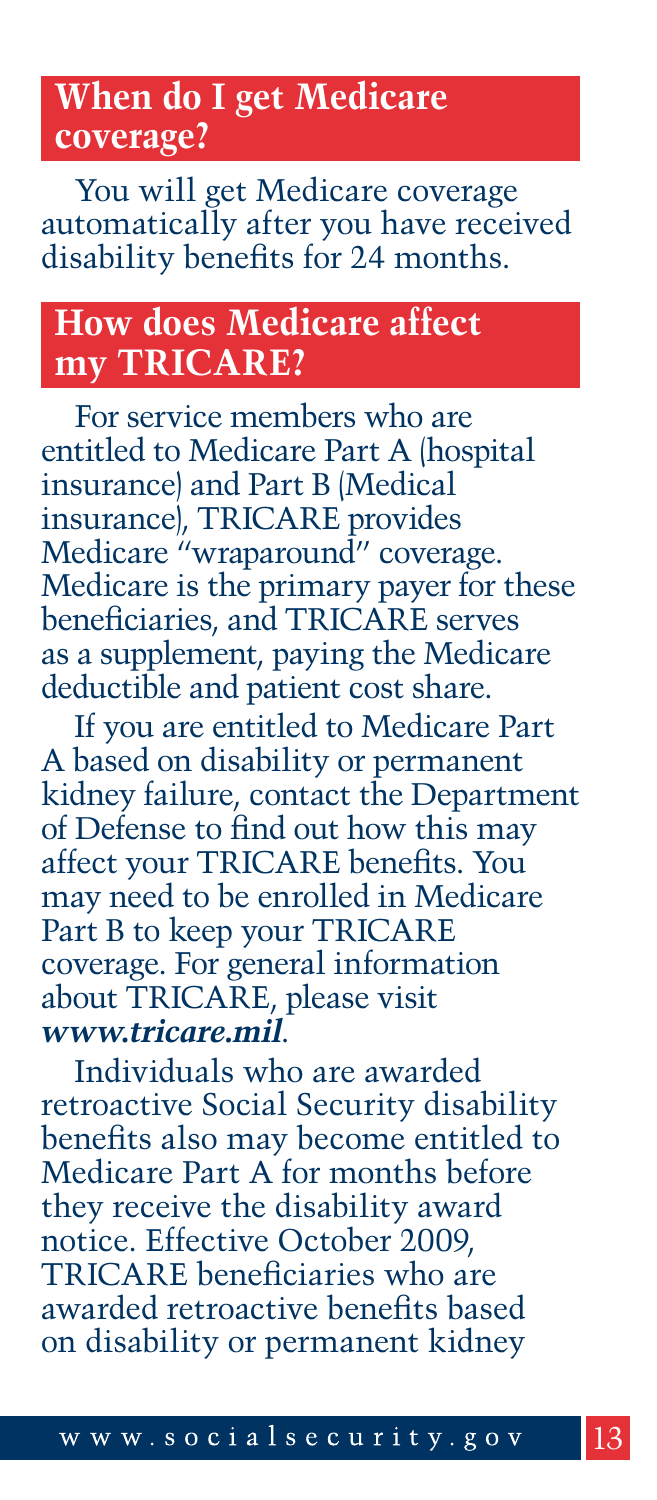## When do I get Medicare coverage?

You will get Medicare coverage automatically after you have received disability benefits for 24 months.

## How does Medicare affect my TRICARE?

For service members who are entitled to Medicare Part A (hospital insurance) and Part B (Medical insurance), TRICARE provides Medicare "wraparound" coverage. Medicare is the primary payer for these beneficiaries, and TRICARE serves as a supplement, paying the Medicare deductible and patient cost share.

If you are entitled to Medicare Part A based on disability or permanent kidney failure, contact the Department of Defense to find out how this may affect your TRICARE benefits. You may need to be enrolled in Medicare Part B to keep your TRICARE coverage. For general information about TRICARE, please visit ***www.tricare.mil***.

Individuals who are awarded retroactive Social Security disability benefits also may become entitled to Medicare Part A for months before they receive the disability award notice. Effective October 2009, TRICARE beneficiaries who are awarded retroactive benefits based on disability or permanent kidney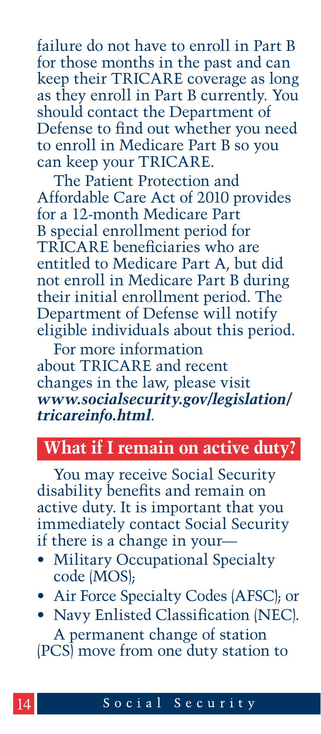failure do not have to enroll in Part B for those months in the past and can keep their TRICARE coverage as long as they enroll in Part B currently. You should contact the Department of Defense to find out whether you need to enroll in Medicare Part B so you can keep your TRICARE.

The Patient Protection and Affordable Care Act of 2010 provides for a 12-month Medicare Part B special enrollment period for TRICARE beneficiaries who are entitled to Medicare Part A, but did not enroll in Medicare Part B during their initial enrollment period. The Department of Defense will notify eligible individuals about this period.

For more information about TRICARE and recent changes in the law, please visit ***www.socialsecurity.gov/legislation/tricareinfo.html***.

## What if I remain on active duty?

You may receive Social Security disability benefits and remain on active duty. It is important that you immediately contact Social Security if there is a change in your—

- Military Occupational Specialty code (MOS);
- Air Force Specialty Codes (AFSC); or
- Navy Enlisted Classification (NEC).

A permanent change of station (PCS) move from one duty station to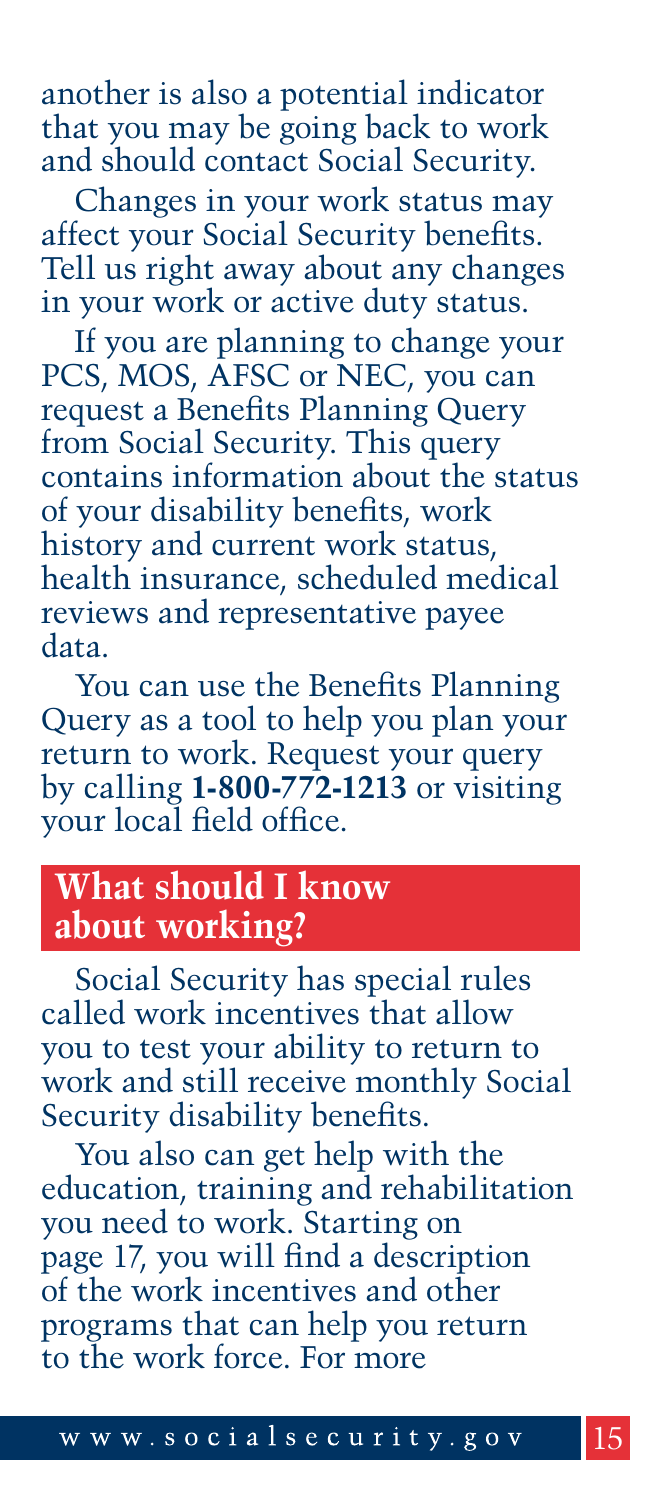another is also a potential indicator that you may be going back to work and should contact Social Security.

Changes in your work status may affect your Social Security benefits. Tell us right away about any changes in your work or active duty status.

If you are planning to change your PCS, MOS, AFSC or NEC, you can request a Benefits Planning Query from Social Security. This query contains information about the status of your disability benefits, work history and current work status, health insurance, scheduled medical reviews and representative payee data.

You can use the Benefits Planning Query as a tool to help you plan your return to work. Request your query by calling **1-800-772-1213** or visiting your local field office.

## What should I know about working?

Social Security has special rules called work incentives that allow you to test your ability to return to work and still receive monthly Social Security disability benefits.

You also can get help with the education, training and rehabilitation you need to work. Starting on page 17, you will find a description of the work incentives and other programs that can help you return to the work force. For more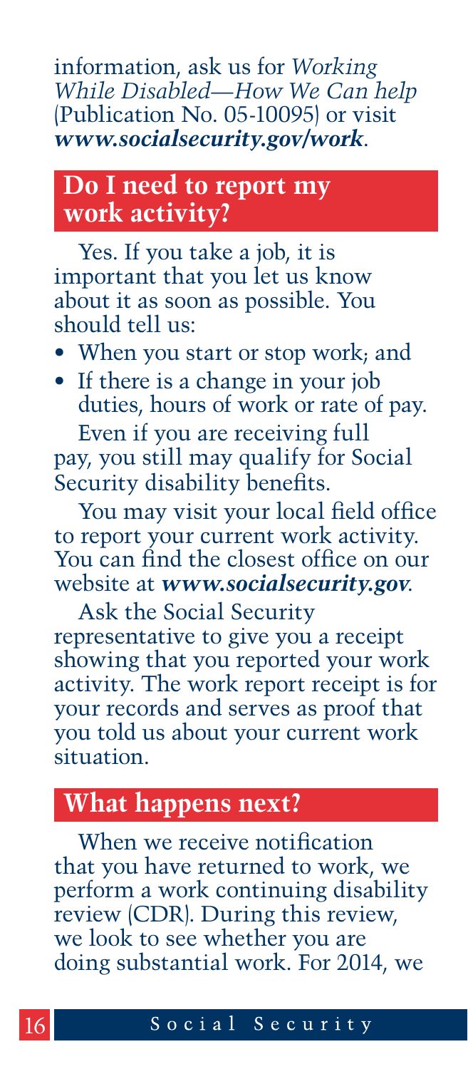information, ask us for *Working While Disabled—How We Can help* (Publication No. 05-10095) or visit ***www.socialsecurity.gov/work***.

## Do I need to report my work activity?

Yes. If you take a job, it is important that you let us know about it as soon as possible. You should tell us:

- When you start or stop work; and
- If there is a change in your job duties, hours of work or rate of pay.

Even if you are receiving full pay, you still may qualify for Social Security disability benefits.

You may visit your local field office to report your current work activity. You can find the closest office on our website at ***www.socialsecurity.gov***.

Ask the Social Security representative to give you a receipt showing that you reported your work activity. The work report receipt is for your records and serves as proof that you told us about your current work situation.

## What happens next?

When we receive notification that you have returned to work, we perform a work continuing disability review (CDR). During this review, we look to see whether you are doing substantial work. For 2014, we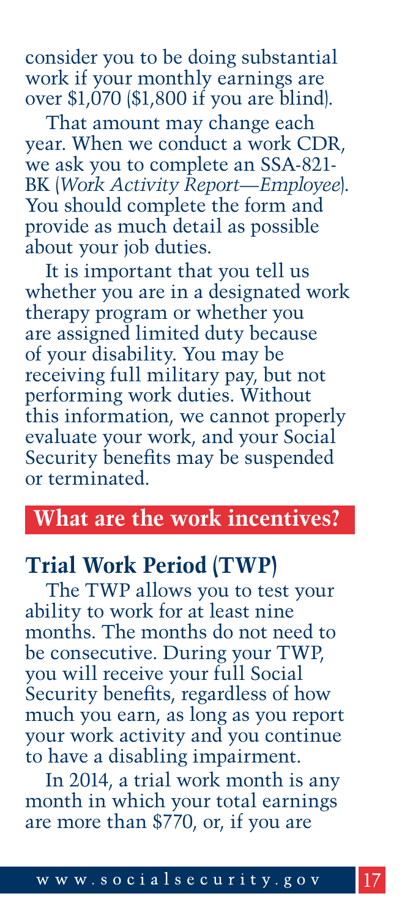consider you to be doing substantial work if your monthly earnings are over $1,070 ($1,800 if you are blind).

That amount may change each year. When we conduct a work CDR, we ask you to complete an SSA-821-BK (*Work Activity Report—Employee*). You should complete the form and provide as much detail as possible about your job duties.

It is important that you tell us whether you are in a designated work therapy program or whether you are assigned limited duty because of your disability. You may be receiving full military pay, but not performing work duties. Without this information, we cannot properly evaluate your work, and your Social Security benefits may be suspended or terminated.

## What are the work incentives?

### Trial Work Period (TWP)

The TWP allows you to test your ability to work for at least nine months. The months do not need to be consecutive. During your TWP, you will receive your full Social Security benefits, regardless of how much you earn, as long as you report your work activity and you continue to have a disabling impairment.

In 2014, a trial work month is any month in which your total earnings are more than $770, or, if you are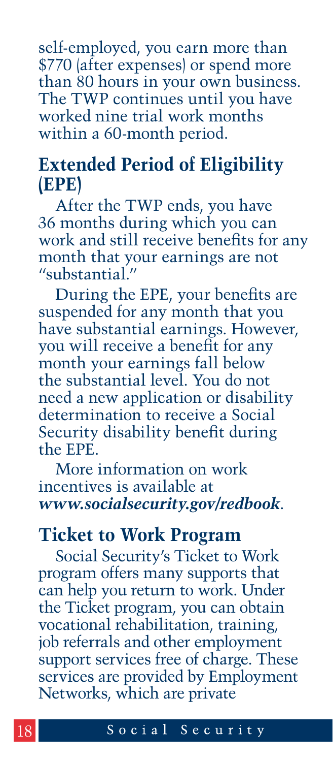self-employed, you earn more than $770 (after expenses) or spend more than 80 hours in your own business. The TWP continues until you have worked nine trial work months within a 60-month period.

## Extended Period of Eligibility (EPE)

After the TWP ends, you have 36 months during which you can work and still receive benefits for any month that your earnings are not "substantial."

During the EPE, your benefits are suspended for any month that you have substantial earnings. However, you will receive a benefit for any month your earnings fall below the substantial level. You do not need a new application or disability determination to receive a Social Security disability benefit during the EPE.

More information on work incentives is available at ***www.socialsecurity.gov/redbook***.

## Ticket to Work Program

Social Security's Ticket to Work program offers many supports that can help you return to work. Under the Ticket program, you can obtain vocational rehabilitation, training, job referrals and other employment support services free of charge. These services are provided by Employment Networks, which are private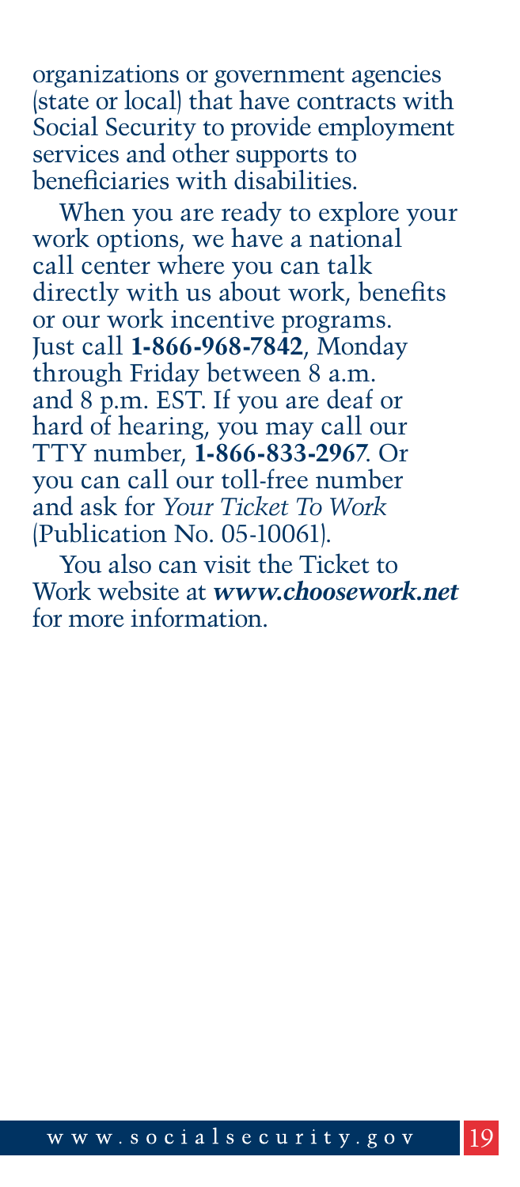organizations or government agencies (state or local) that have contracts with Social Security to provide employment services and other supports to beneficiaries with disabilities.

When you are ready to explore your work options, we have a national call center where you can talk directly with us about work, benefits or our work incentive programs. Just call **1-866-968-7842**, Monday through Friday between 8 a.m. and 8 p.m. EST. If you are deaf or hard of hearing, you may call our TTY number, **1-866-833-2967**. Or you can call our toll-free number and ask for *Your Ticket To Work* (Publication No. 05-10061).

You also can visit the Ticket to Work website at ***www.choosework.net*** for more information.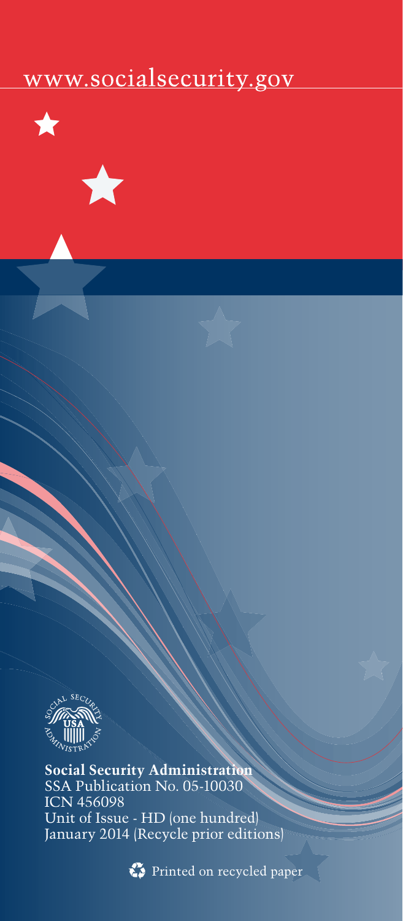www.socialsecurity.gov

**Social Security Administration**
SSA Publication No. 05-10030
ICN 456098
Unit of Issue - HD (one hundred)
January 2014 (Recycle prior editions)

Printed on recycled paper